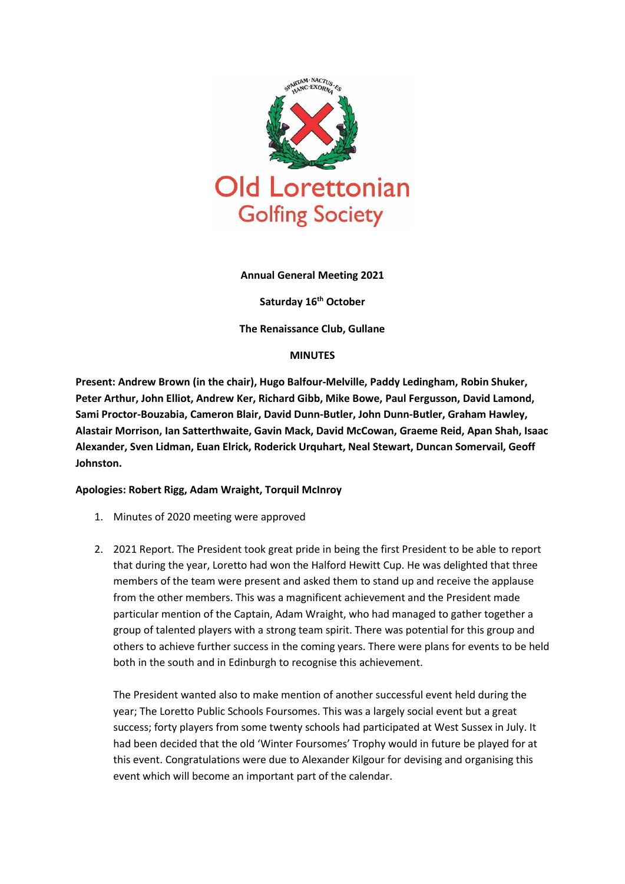Old Lorettonian
Golfing Society

**Annual General Meeting 2021**

**Saturday 16th October**

**The Renaissance Club, Gullane**

**MINUTES**

**Present: Andrew Brown (in the chair), Hugo Balfour-Melville, Paddy Ledingham, Robin Shuker, Peter Arthur, John Elliot, Andrew Ker, Richard Gibb, Mike Bowe, Paul Fergusson, David Lamond, Sami Proctor-Bouzabia, Cameron Blair, David Dunn-Butler, John Dunn-Butler, Graham Hawley, Alastair Morrison, Ian Satterthwaite, Gavin Mack, David McCowan, Graeme Reid, Apan Shah, Isaac Alexander, Sven Lidman, Euan Elrick, Roderick Urquhart, Neal Stewart, Duncan Somervail, Geoff Johnston.**

**Apologies: Robert Rigg, Adam Wraight, Torquil McInroy**

1. Minutes of 2020 meeting were approved

2. 2021 Report. The President took great pride in being the first President to be able to report that during the year, Loretto had won the Halford Hewitt Cup. He was delighted that three members of the team were present and asked them to stand up and receive the applause from the other members. This was a magnificent achievement and the President made particular mention of the Captain, Adam Wraight, who had managed to gather together a group of talented players with a strong team spirit. There was potential for this group and others to achieve further success in the coming years. There were plans for events to be held both in the south and in Edinburgh to recognise this achievement.

   The President wanted also to make mention of another successful event held during the year; The Loretto Public Schools Foursomes. This was a largely social event but a great success; forty players from some twenty schools had participated at West Sussex in July. It had been decided that the old 'Winter Foursomes' Trophy would in future be played for at this event. Congratulations were due to Alexander Kilgour for devising and organising this event which will become an important part of the calendar.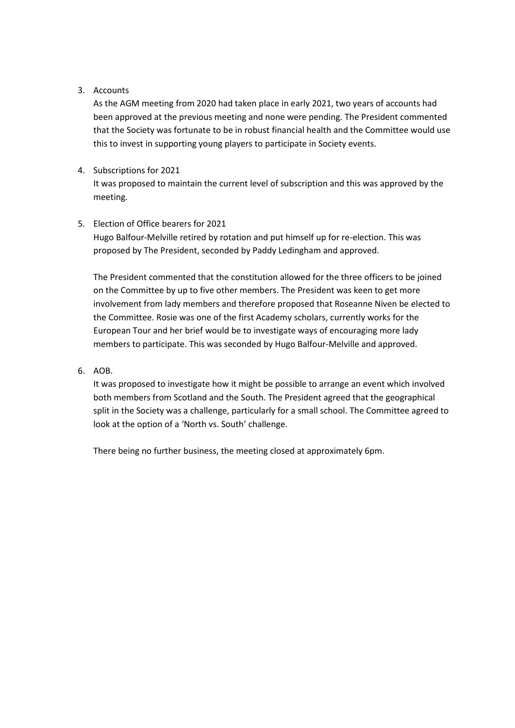3. Accounts

   As the AGM meeting from 2020 had taken place in early 2021, two years of accounts had been approved at the previous meeting and none were pending. The President commented that the Society was fortunate to be in robust financial health and the Committee would use this to invest in supporting young players to participate in Society events.

4. Subscriptions for 2021

   It was proposed to maintain the current level of subscription and this was approved by the meeting.

5. Election of Office bearers for 2021

   Hugo Balfour-Melville retired by rotation and put himself up for re-election. This was proposed by The President, seconded by Paddy Ledingham and approved.

   The President commented that the constitution allowed for the three officers to be joined on the Committee by up to five other members. The President was keen to get more involvement from lady members and therefore proposed that Roseanne Niven be elected to the Committee. Rosie was one of the first Academy scholars, currently works for the European Tour and her brief would be to investigate ways of encouraging more lady members to participate. This was seconded by Hugo Balfour-Melville and approved.

6. AOB.

   It was proposed to investigate how it might be possible to arrange an event which involved both members from Scotland and the South. The President agreed that the geographical split in the Society was a challenge, particularly for a small school. The Committee agreed to look at the option of a 'North vs. South' challenge.

   There being no further business, the meeting closed at approximately 6pm.